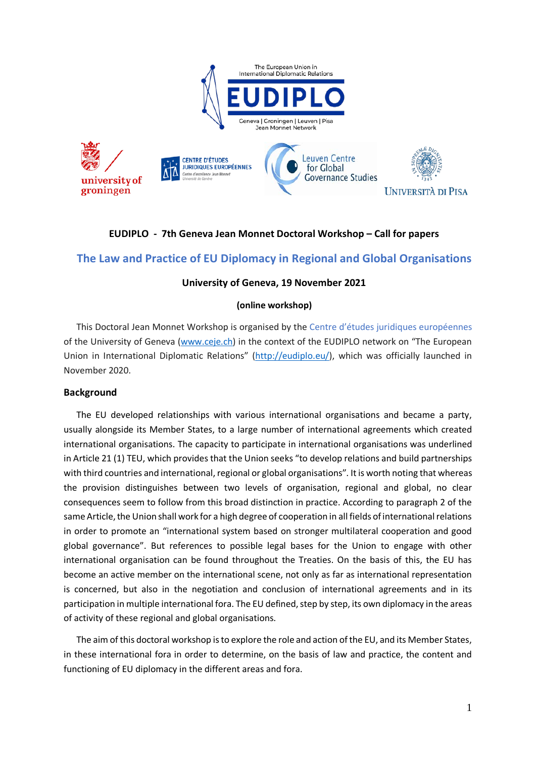**EUDIPLO - 7th Geneva Jean Monnet Doctoral Workshop – Call for papers**

# The Law and Practice of EU Diplomacy in Regional and Global Organisations

**University of Geneva, 19 November 2021**

**(online workshop)**

This Doctoral Jean Monnet Workshop is organised by the Centre d'études juridiques européennes of the University of Geneva (www.ceje.ch) in the context of the EUDIPLO network on "The European Union in International Diplomatic Relations" (http://eudiplo.eu/), which was officially launched in November 2020.

## Background

The EU developed relationships with various international organisations and became a party, usually alongside its Member States, to a large number of international agreements which created international organisations. The capacity to participate in international organisations was underlined in Article 21 (1) TEU, which provides that the Union seeks "to develop relations and build partnerships with third countries and international, regional or global organisations". It is worth noting that whereas the provision distinguishes between two levels of organisation, regional and global, no clear consequences seem to follow from this broad distinction in practice. According to paragraph 2 of the same Article, the Union shall work for a high degree of cooperation in all fields of international relations in order to promote an "international system based on stronger multilateral cooperation and good global governance". But references to possible legal bases for the Union to engage with other international organisation can be found throughout the Treaties. On the basis of this, the EU has become an active member on the international scene, not only as far as international representation is concerned, but also in the negotiation and conclusion of international agreements and in its participation in multiple international fora. The EU defined, step by step, its own diplomacy in the areas of activity of these regional and global organisations.

The aim of this doctoral workshop is to explore the role and action of the EU, and its Member States, in these international fora in order to determine, on the basis of law and practice, the content and functioning of EU diplomacy in the different areas and fora.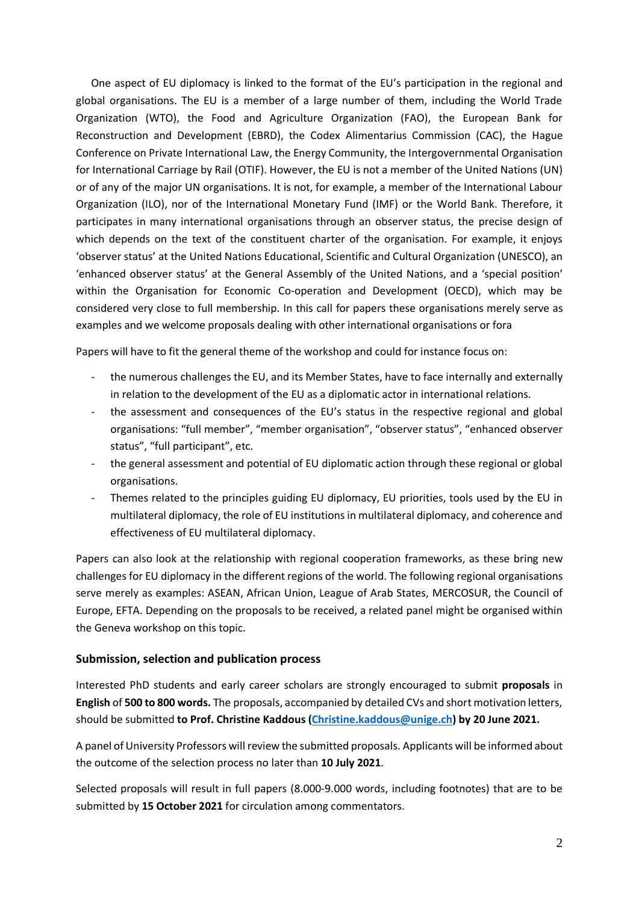One aspect of EU diplomacy is linked to the format of the EU's participation in the regional and global organisations. The EU is a member of a large number of them, including the World Trade Organization (WTO), the Food and Agriculture Organization (FAO), the European Bank for Reconstruction and Development (EBRD), the Codex Alimentarius Commission (CAC), the Hague Conference on Private International Law, the Energy Community, the Intergovernmental Organisation for International Carriage by Rail (OTIF). However, the EU is not a member of the United Nations (UN) or of any of the major UN organisations. It is not, for example, a member of the International Labour Organization (ILO), nor of the International Monetary Fund (IMF) or the World Bank. Therefore, it participates in many international organisations through an observer status, the precise design of which depends on the text of the constituent charter of the organisation. For example, it enjoys 'observer status' at the United Nations Educational, Scientific and Cultural Organization (UNESCO), an 'enhanced observer status' at the General Assembly of the United Nations, and a 'special position' within the Organisation for Economic Co-operation and Development (OECD), which may be considered very close to full membership. In this call for papers these organisations merely serve as examples and we welcome proposals dealing with other international organisations or fora

Papers will have to fit the general theme of the workshop and could for instance focus on:

- the numerous challenges the EU, and its Member States, have to face internally and externally in relation to the development of the EU as a diplomatic actor in international relations.
- the assessment and consequences of the EU's status in the respective regional and global organisations: "full member", "member organisation", "observer status", "enhanced observer status", "full participant", etc.
- the general assessment and potential of EU diplomatic action through these regional or global organisations.
- Themes related to the principles guiding EU diplomacy, EU priorities, tools used by the EU in multilateral diplomacy, the role of EU institutions in multilateral diplomacy, and coherence and effectiveness of EU multilateral diplomacy.

Papers can also look at the relationship with regional cooperation frameworks, as these bring new challenges for EU diplomacy in the different regions of the world. The following regional organisations serve merely as examples: ASEAN, African Union, League of Arab States, MERCOSUR, the Council of Europe, EFTA. Depending on the proposals to be received, a related panel might be organised within the Geneva workshop on this topic.

### Submission, selection and publication process

Interested PhD students and early career scholars are strongly encouraged to submit **proposals** in **English** of **500 to 800 words.** The proposals, accompanied by detailed CVs and short motivation letters, should be submitted **to Prof. Christine Kaddous (Christine.kaddous@unige.ch) by 20 June 2021.**

A panel of University Professors will review the submitted proposals. Applicants will be informed about the outcome of the selection process no later than **10 July 2021**.

Selected proposals will result in full papers (8.000-9.000 words, including footnotes) that are to be submitted by **15 October 2021** for circulation among commentators.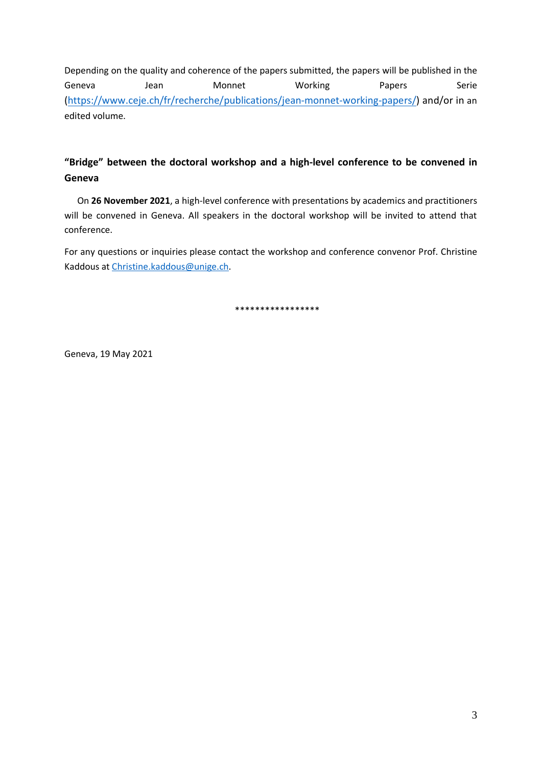Depending on the quality and coherence of the papers submitted, the papers will be published in the Geneva Jean Monnet Working Papers Serie (https://www.ceje.ch/fr/recherche/publications/jean-monnet-working-papers/) and/or in an edited volume.

## "Bridge" between the doctoral workshop and a high-level conference to be convened in Geneva

On **26 November 2021**, a high-level conference with presentations by academics and practitioners will be convened in Geneva. All speakers in the doctoral workshop will be invited to attend that conference.

For any questions or inquiries please contact the workshop and conference convenor Prof. Christine Kaddous at Christine.kaddous@unige.ch.

*****************

Geneva, 19 May 2021